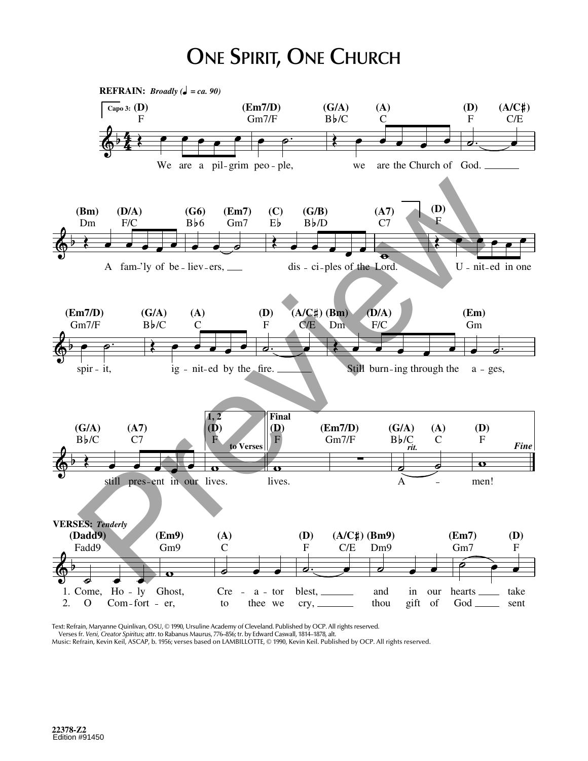# One Spirit, One Church

**REFRAIN:** *Broadly (♩ = ca. 90)*

Capo 3:

We are a pilgrim people, we are the Church of God. A fam'ly of believers, disciples of the Lord. United in one spirit, ignited by the fire. Still burning through the ages, still present in our lives. (1, 2: to Verses) (Final:) lives. Amen! *Fine*

**VERSES:** *Tenderly*

1. Come, Holy Ghost, Creator blest, and in our hearts take
2. O Comforter, to thee we cry, thou gift of God sent

Text: Refrain, Maryanne Quinlivan, OSU, © 1990, Ursuline Academy of Cleveland. Published by OCP. All rights reserved.
Verses fr. *Veni, Creator Spiritus;* attr. to Rabanus Maurus, 776–856; tr. by Edward Caswall, 1814–1878, alt.
Music: Refrain, Kevin Keil, ASCAP, b. 1956; verses based on LAMBILLOTTE, © 1990, Kevin Keil. Published by OCP. All rights reserved.

22378-Z2
Edition #91450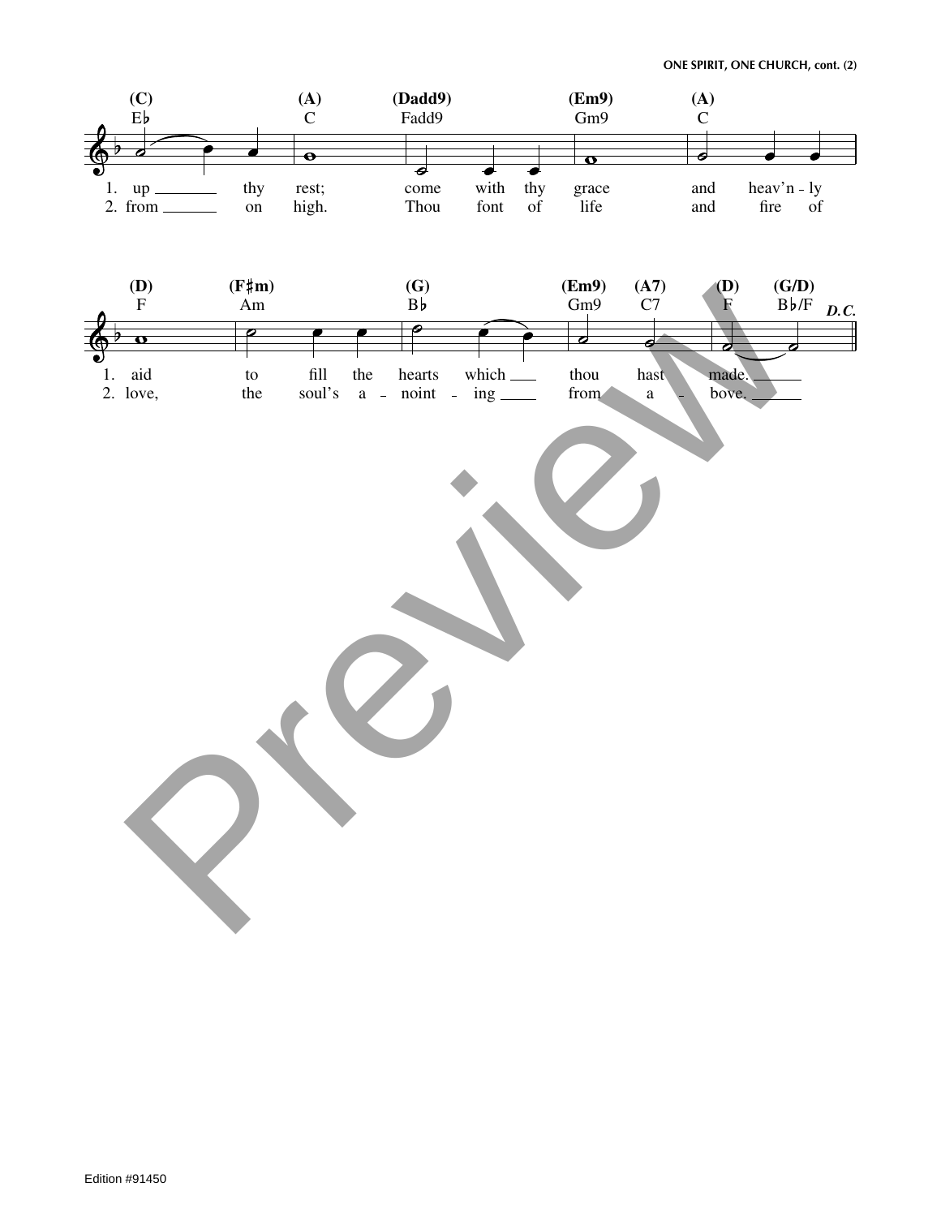1. up thy rest; come with thy grace and heav'n-ly aid to fill the hearts which thou hast made.

2. from on high. Thou font of life and fire of love, the soul's a-noint-ing from a-bove.

*D.C.*